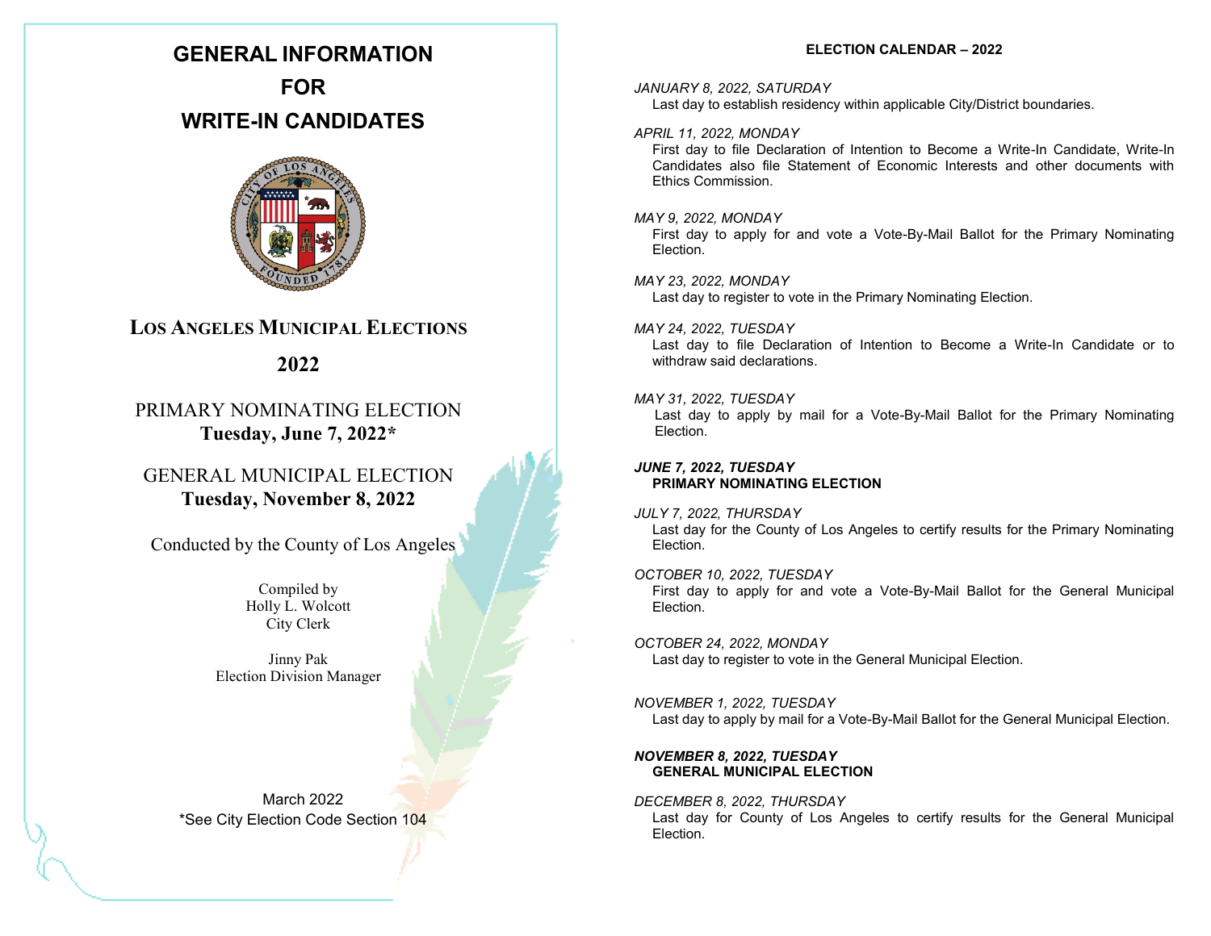# GENERAL INFORMATION FOR WRITE-IN CANDIDATES

## Los Angeles Municipal Elections

## 2022

PRIMARY NOMINATING ELECTION
**Tuesday, June 7, 2022***

GENERAL MUNICIPAL ELECTION
**Tuesday, November 8, 2022**

Conducted by the County of Los Angeles

Compiled by
Holly L. Wolcott
City Clerk

Jinny Pak
Election Division Manager

March 2022
*See City Election Code Section 104

## ELECTION CALENDAR – 2022

*JANUARY 8, 2022, SATURDAY*
Last day to establish residency within applicable City/District boundaries.

*APRIL 11, 2022, MONDAY*
First day to file Declaration of Intention to Become a Write-In Candidate, Write-In Candidates also file Statement of Economic Interests and other documents with Ethics Commission.

*MAY 9, 2022, MONDAY*
First day to apply for and vote a Vote-By-Mail Ballot for the Primary Nominating Election.

*MAY 23, 2022, MONDAY*
Last day to register to vote in the Primary Nominating Election.

*MAY 24, 2022, TUESDAY*
Last day to file Declaration of Intention to Become a Write-In Candidate or to withdraw said declarations.

*MAY 31, 2022, TUESDAY*
Last day to apply by mail for a Vote-By-Mail Ballot for the Primary Nominating Election.

***JUNE 7, 2022, TUESDAY***
**PRIMARY NOMINATING ELECTION**

*JULY 7, 2022, THURSDAY*
Last day for the County of Los Angeles to certify results for the Primary Nominating Election.

*OCTOBER 10, 2022, TUESDAY*
First day to apply for and vote a Vote-By-Mail Ballot for the General Municipal Election.

*OCTOBER 24, 2022, MONDAY*
Last day to register to vote in the General Municipal Election.

*NOVEMBER 1, 2022, TUESDAY*
Last day to apply by mail for a Vote-By-Mail Ballot for the General Municipal Election.

***NOVEMBER 8, 2022, TUESDAY***
**GENERAL MUNICIPAL ELECTION**

*DECEMBER 8, 2022, THURSDAY*
Last day for County of Los Angeles to certify results for the General Municipal Election.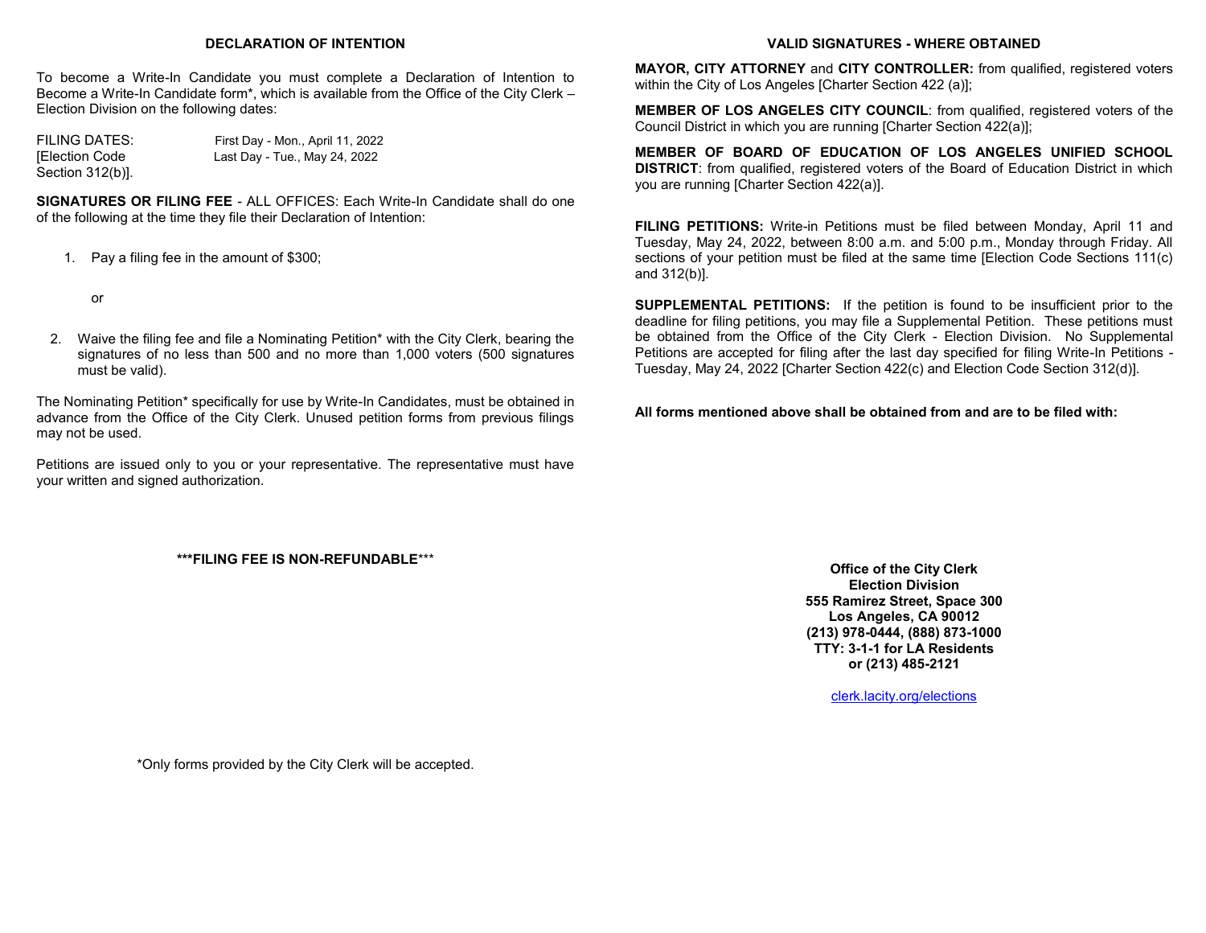## DECLARATION OF INTENTION

To become a Write-In Candidate you must complete a Declaration of Intention to Become a Write-In Candidate form*, which is available from the Office of the City Clerk – Election Division on the following dates:

FILING DATES: [Election Code Section 312(b)].

First Day - Mon., April 11, 2022
Last Day - Tue., May 24, 2022

**SIGNATURES OR FILING FEE** - ALL OFFICES: Each Write-In Candidate shall do one of the following at the time they file their Declaration of Intention:

1. Pay a filing fee in the amount of $300;

   or

2. Waive the filing fee and file a Nominating Petition* with the City Clerk, bearing the signatures of no less than 500 and no more than 1,000 voters (500 signatures must be valid).

The Nominating Petition* specifically for use by Write-In Candidates, must be obtained in advance from the Office of the City Clerk. Unused petition forms from previous filings may not be used.

Petitions are issued only to you or your representative. The representative must have your written and signed authorization.

**\*\*\*FILING FEE IS NON-REFUNDABLE\*\*\***

*Only forms provided by the City Clerk will be accepted.

## VALID SIGNATURES - WHERE OBTAINED

**MAYOR, CITY ATTORNEY** and **CITY CONTROLLER:** from qualified, registered voters within the City of Los Angeles [Charter Section 422 (a)];

**MEMBER OF LOS ANGELES CITY COUNCIL**: from qualified, registered voters of the Council District in which you are running [Charter Section 422(a)];

**MEMBER OF BOARD OF EDUCATION OF LOS ANGELES UNIFIED SCHOOL DISTRICT**: from qualified, registered voters of the Board of Education District in which you are running [Charter Section 422(a)].

**FILING PETITIONS:** Write-in Petitions must be filed between Monday, April 11 and Tuesday, May 24, 2022, between 8:00 a.m. and 5:00 p.m., Monday through Friday. All sections of your petition must be filed at the same time [Election Code Sections 111(c) and 312(b)].

**SUPPLEMENTAL PETITIONS:** If the petition is found to be insufficient prior to the deadline for filing petitions, you may file a Supplemental Petition. These petitions must be obtained from the Office of the City Clerk - Election Division. No Supplemental Petitions are accepted for filing after the last day specified for filing Write-In Petitions - Tuesday, May 24, 2022 [Charter Section 422(c) and Election Code Section 312(d)].

**All forms mentioned above shall be obtained from and are to be filed with:**

**Office of the City Clerk**
**Election Division**
**555 Ramirez Street, Space 300**
**Los Angeles, CA 90012**
**(213) 978-0444, (888) 873-1000**
**TTY: 3-1-1 for LA Residents**
**or (213) 485-2121**

clerk.lacity.org/elections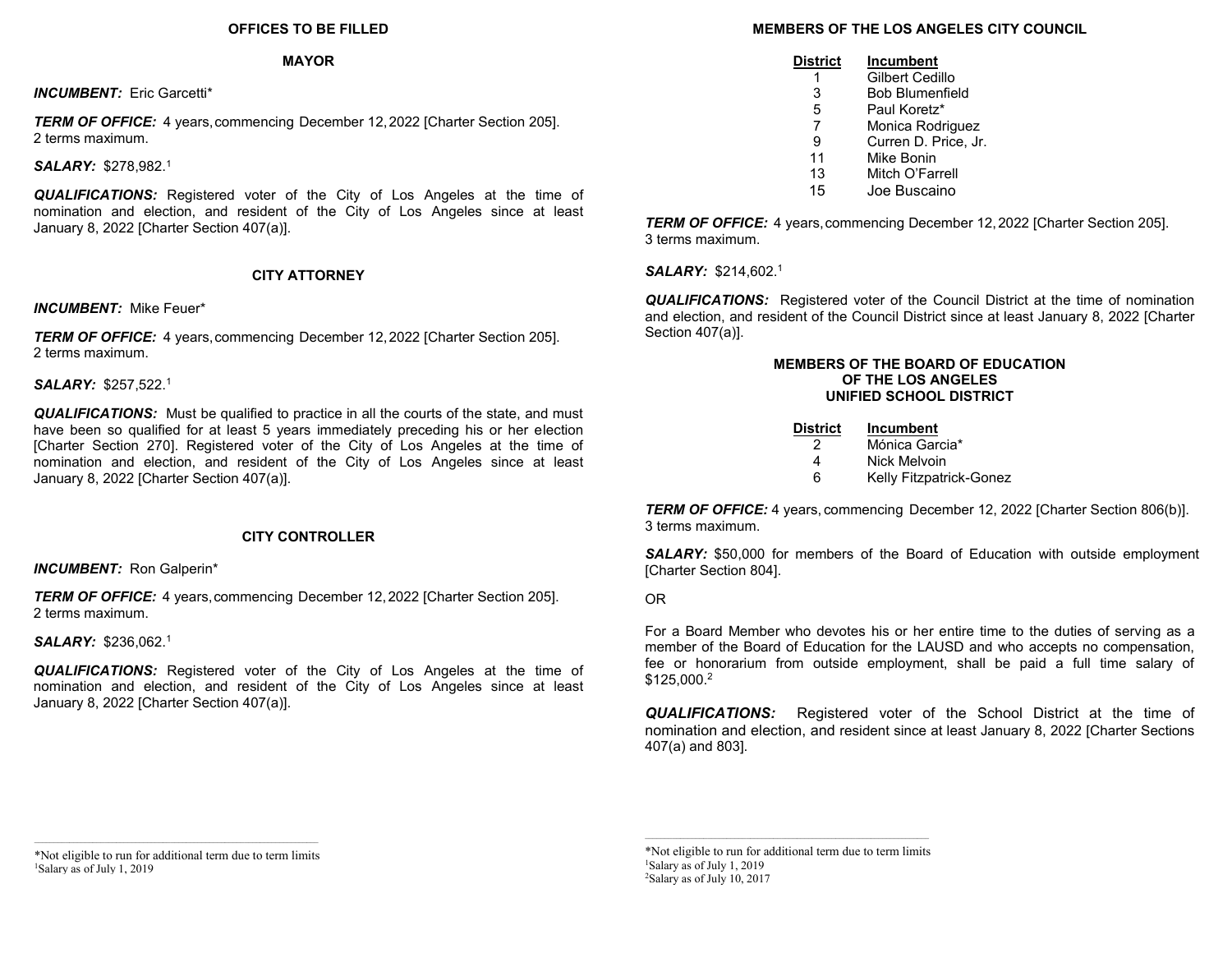## OFFICES TO BE FILLED

### MAYOR

***INCUMBENT:*** Eric Garcetti*

***TERM OF OFFICE:*** 4 years, commencing December 12, 2022 [Charter Section 205]. 2 terms maximum.

***SALARY:*** $278,982.[1]

***QUALIFICATIONS:*** Registered voter of the City of Los Angeles at the time of nomination and election, and resident of the City of Los Angeles since at least January 8, 2022 [Charter Section 407(a)].

### CITY ATTORNEY

***INCUMBENT:*** Mike Feuer*

***TERM OF OFFICE:*** 4 years, commencing December 12, 2022 [Charter Section 205]. 2 terms maximum.

***SALARY:*** $257,522.[1]

***QUALIFICATIONS:*** Must be qualified to practice in all the courts of the state, and must have been so qualified for at least 5 years immediately preceding his or her election [Charter Section 270]. Registered voter of the City of Los Angeles at the time of nomination and election, and resident of the City of Los Angeles since at least January 8, 2022 [Charter Section 407(a)].

### CITY CONTROLLER

***INCUMBENT:*** Ron Galperin*

***TERM OF OFFICE:*** 4 years, commencing December 12, 2022 [Charter Section 205]. 2 terms maximum.

***SALARY:*** $236,062.[1]

***QUALIFICATIONS:*** Registered voter of the City of Los Angeles at the time of nomination and election, and resident of the City of Los Angeles since at least January 8, 2022 [Charter Section 407(a)].

*Not eligible to run for additional term due to term limits
[1]Salary as of July 1, 2019

### MEMBERS OF THE LOS ANGELES CITY COUNCIL

| District | Incumbent |
|---|---|
| 1 | Gilbert Cedillo |
| 3 | Bob Blumenfield |
| 5 | Paul Koretz* |
| 7 | Monica Rodriguez |
| 9 | Curren D. Price, Jr. |
| 11 | Mike Bonin |
| 13 | Mitch O'Farrell |
| 15 | Joe Buscaino |

***TERM OF OFFICE:*** 4 years, commencing December 12, 2022 [Charter Section 205]. 3 terms maximum.

***SALARY:*** $214,602.[1]

***QUALIFICATIONS:*** Registered voter of the Council District at the time of nomination and election, and resident of the Council District since at least January 8, 2022 [Charter Section 407(a)].

### MEMBERS OF THE BOARD OF EDUCATION OF THE LOS ANGELES UNIFIED SCHOOL DISTRICT

| District | Incumbent |
|---|---|
| 2 | Mónica Garcia* |
| 4 | Nick Melvoin |
| 6 | Kelly Fitzpatrick-Gonez |

***TERM OF OFFICE:*** 4 years, commencing December 12, 2022 [Charter Section 806(b)]. 3 terms maximum.

***SALARY:*** $50,000 for members of the Board of Education with outside employment [Charter Section 804].

OR

For a Board Member who devotes his or her entire time to the duties of serving as a member of the Board of Education for the LAUSD and who accepts no compensation, fee or honorarium from outside employment, shall be paid a full time salary of $125,000.[2]

***QUALIFICATIONS:*** Registered voter of the School District at the time of nomination and election, and resident since at least January 8, 2022 [Charter Sections 407(a) and 803].

*Not eligible to run for additional term due to term limits
[1]Salary as of July 1, 2019
[2]Salary as of July 10, 2017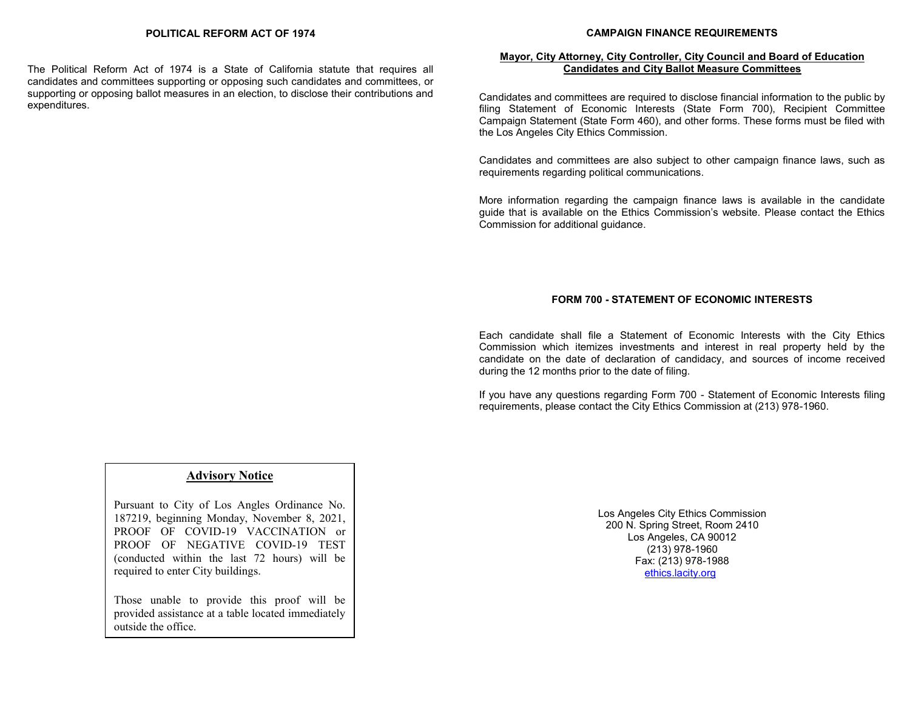## POLITICAL REFORM ACT OF 1974

The Political Reform Act of 1974 is a State of California statute that requires all candidates and committees supporting or opposing such candidates and committees, or supporting or opposing ballot measures in an election, to disclose their contributions and expenditures.

> **Advisory Notice**
>
> Pursuant to City of Los Angles Ordinance No. 187219, beginning Monday, November 8, 2021, PROOF OF COVID-19 VACCINATION or PROOF OF NEGATIVE COVID-19 TEST (conducted within the last 72 hours) will be required to enter City buildings.
>
> Those unable to provide this proof will be provided assistance at a table located immediately outside the office.

## CAMPAIGN FINANCE REQUIREMENTS

**Mayor, City Attorney, City Controller, City Council and Board of Education Candidates and City Ballot Measure Committees**

Candidates and committees are required to disclose financial information to the public by filing Statement of Economic Interests (State Form 700), Recipient Committee Campaign Statement (State Form 460), and other forms. These forms must be filed with the Los Angeles City Ethics Commission.

Candidates and committees are also subject to other campaign finance laws, such as requirements regarding political communications.

More information regarding the campaign finance laws is available in the candidate guide that is available on the Ethics Commission's website. Please contact the Ethics Commission for additional guidance.

## FORM 700 - STATEMENT OF ECONOMIC INTERESTS

Each candidate shall file a Statement of Economic Interests with the City Ethics Commission which itemizes investments and interest in real property held by the candidate on the date of declaration of candidacy, and sources of income received during the 12 months prior to the date of filing.

If you have any questions regarding Form 700 - Statement of Economic Interests filing requirements, please contact the City Ethics Commission at (213) 978-1960.

Los Angeles City Ethics Commission
200 N. Spring Street, Room 2410
Los Angeles, CA 90012
(213) 978-1960
Fax: (213) 978-1988
ethics.lacity.org